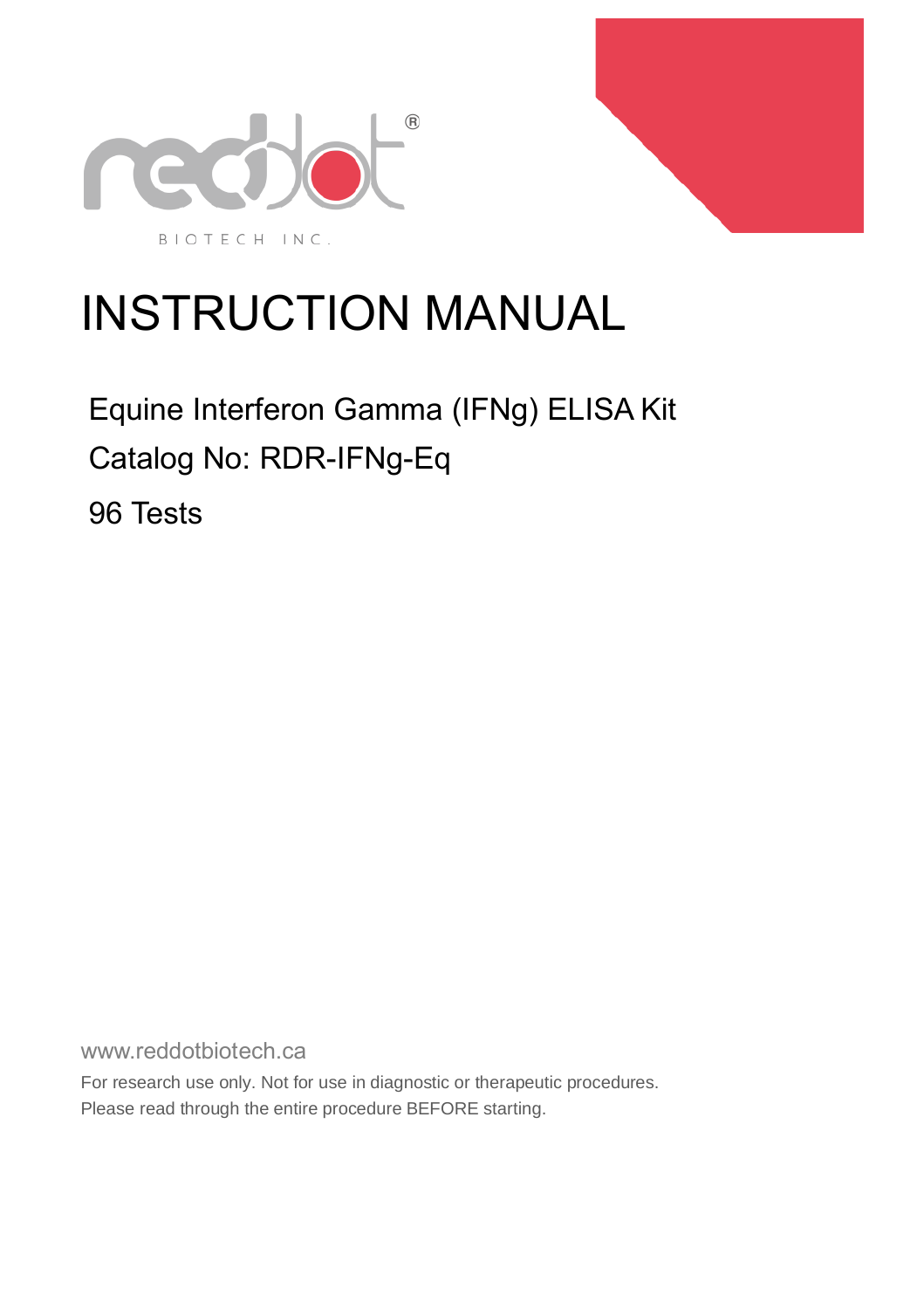reddot®

BIOTECH INC.

# INSTRUCTION MANUAL

Equine Interferon Gamma (IFNg) ELISA Kit

Catalog No: RDR-IFNg-Eq

96 Tests

www.reddotbiotech.ca

For research use only. Not for use in diagnostic or therapeutic procedures.

Please read through the entire procedure BEFORE starting.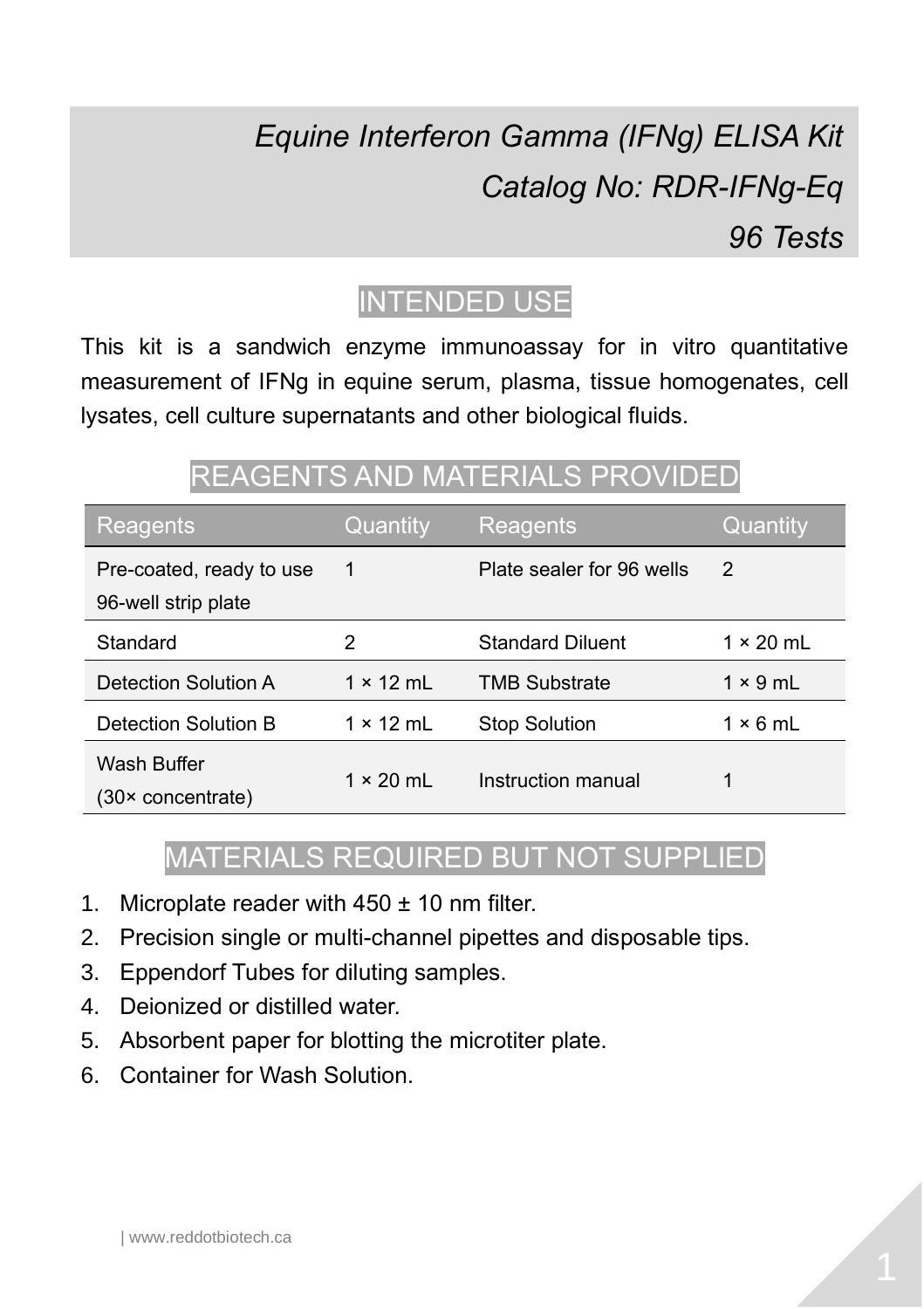# *Equine Interferon Gamma (IFNg) ELISA Kit*

*Catalog No: RDR-IFNg-Eq*

*96 Tests*

## INTENDED USE

This kit is a sandwich enzyme immunoassay for in vitro quantitative measurement of IFNg in equine serum, plasma, tissue homogenates, cell lysates, cell culture supernatants and other biological fluids.

## REAGENTS AND MATERIALS PROVIDED

| Reagents | Quantity | Reagents | Quantity |
|---|---|---|---|
| Pre-coated, ready to use 96-well strip plate | 1 | Plate sealer for 96 wells | 2 |
| Standard | 2 | Standard Diluent | 1 × 20 mL |
| Detection Solution A | 1 × 12 mL | TMB Substrate | 1 × 9 mL |
| Detection Solution B | 1 × 12 mL | Stop Solution | 1 × 6 mL |
| Wash Buffer (30× concentrate) | 1 × 20 mL | Instruction manual | 1 |

## MATERIALS REQUIRED BUT NOT SUPPLIED

1. Microplate reader with 450 ± 10 nm filter.
2. Precision single or multi-channel pipettes and disposable tips.
3. Eppendorf Tubes for diluting samples.
4. Deionized or distilled water.
5. Absorbent paper for blotting the microtiter plate.
6. Container for Wash Solution.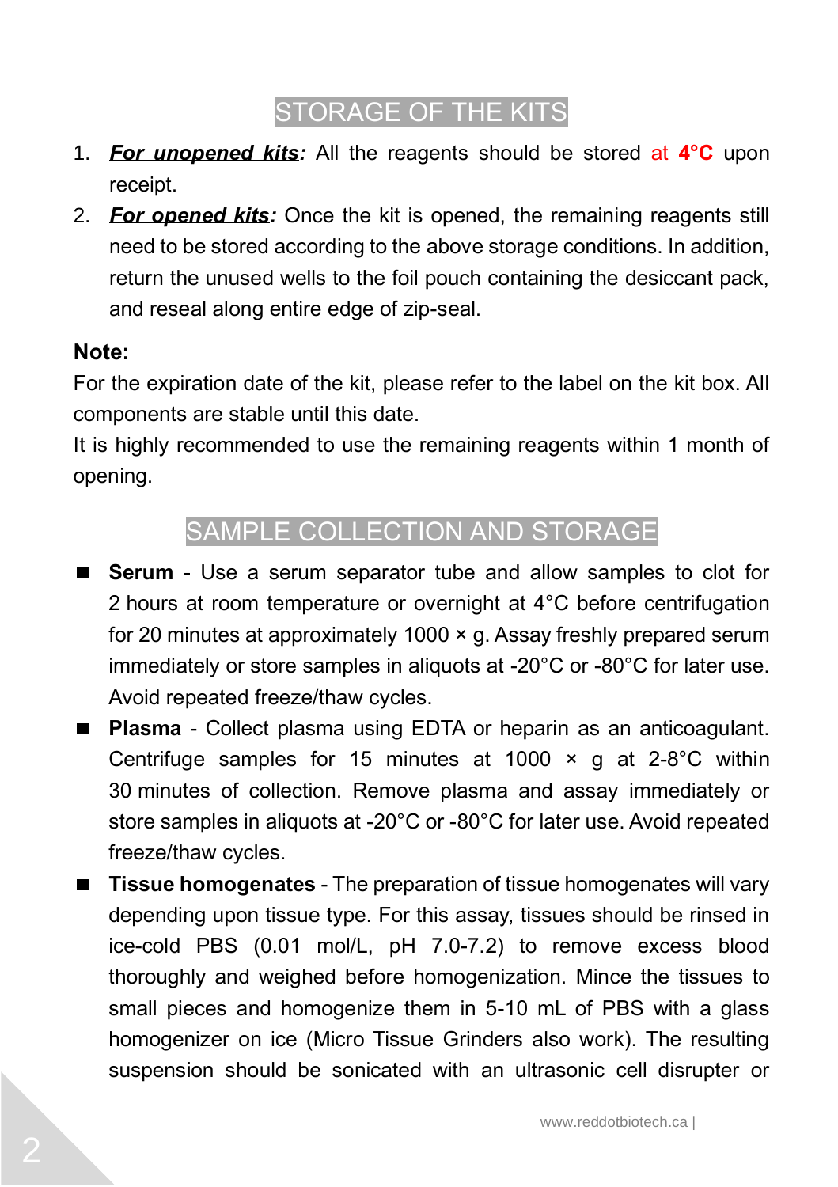## STORAGE OF THE KITS

1. ***For unopened kits:*** All the reagents should be stored at **4°C** upon receipt.
2. ***For opened kits:*** Once the kit is opened, the remaining reagents still need to be stored according to the above storage conditions. In addition, return the unused wells to the foil pouch containing the desiccant pack, and reseal along entire edge of zip-seal.

**Note:**

For the expiration date of the kit, please refer to the label on the kit box. All components are stable until this date.

It is highly recommended to use the remaining reagents within 1 month of opening.

## SAMPLE COLLECTION AND STORAGE

- **Serum** - Use a serum separator tube and allow samples to clot for 2 hours at room temperature or overnight at 4°C before centrifugation for 20 minutes at approximately 1000 × g. Assay freshly prepared serum immediately or store samples in aliquots at -20°C or -80°C for later use. Avoid repeated freeze/thaw cycles.
- **Plasma** - Collect plasma using EDTA or heparin as an anticoagulant. Centrifuge samples for 15 minutes at 1000 × g at 2-8°C within 30 minutes of collection. Remove plasma and assay immediately or store samples in aliquots at -20°C or -80°C for later use. Avoid repeated freeze/thaw cycles.
- **Tissue homogenates** - The preparation of tissue homogenates will vary depending upon tissue type. For this assay, tissues should be rinsed in ice-cold PBS (0.01 mol/L, pH 7.0-7.2) to remove excess blood thoroughly and weighed before homogenization. Mince the tissues to small pieces and homogenize them in 5-10 mL of PBS with a glass homogenizer on ice (Micro Tissue Grinders also work). The resulting suspension should be sonicated with an ultrasonic cell disrupter or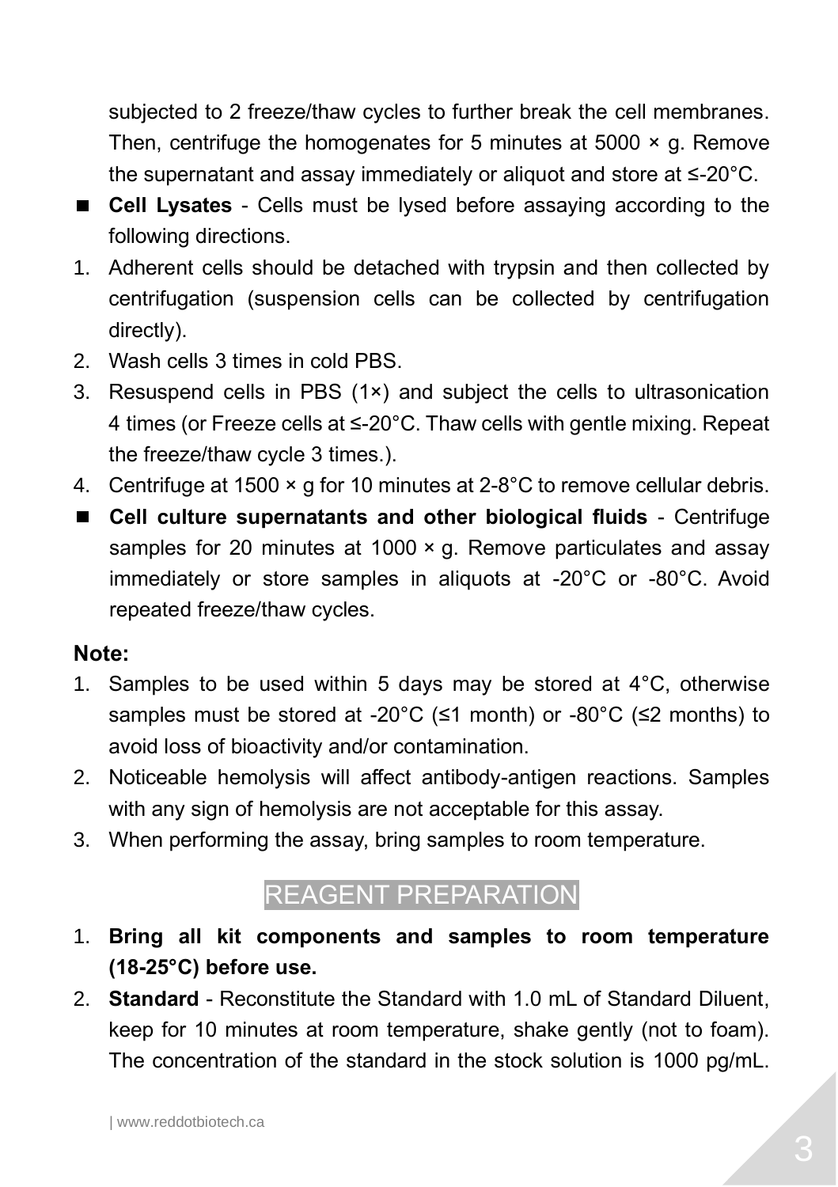subjected to 2 freeze/thaw cycles to further break the cell membranes. Then, centrifuge the homogenates for 5 minutes at 5000 × g. Remove the supernatant and assay immediately or aliquot and store at ≤-20°C.

- **Cell Lysates** - Cells must be lysed before assaying according to the following directions.

1. Adherent cells should be detached with trypsin and then collected by centrifugation (suspension cells can be collected by centrifugation directly).
2. Wash cells 3 times in cold PBS.
3. Resuspend cells in PBS (1×) and subject the cells to ultrasonication 4 times (or Freeze cells at ≤-20°C. Thaw cells with gentle mixing. Repeat the freeze/thaw cycle 3 times.).
4. Centrifuge at 1500 × g for 10 minutes at 2-8°C to remove cellular debris.

- **Cell culture supernatants and other biological fluids** - Centrifuge samples for 20 minutes at 1000 × g. Remove particulates and assay immediately or store samples in aliquots at -20°C or -80°C. Avoid repeated freeze/thaw cycles.

**Note:**

1. Samples to be used within 5 days may be stored at 4°C, otherwise samples must be stored at -20°C (≤1 month) or -80°C (≤2 months) to avoid loss of bioactivity and/or contamination.
2. Noticeable hemolysis will affect antibody-antigen reactions. Samples with any sign of hemolysis are not acceptable for this assay.
3. When performing the assay, bring samples to room temperature.

## REAGENT PREPARATION

1. **Bring all kit components and samples to room temperature (18-25°C) before use.**
2. **Standard** - Reconstitute the Standard with 1.0 mL of Standard Diluent, keep for 10 minutes at room temperature, shake gently (not to foam). The concentration of the standard in the stock solution is 1000 pg/mL.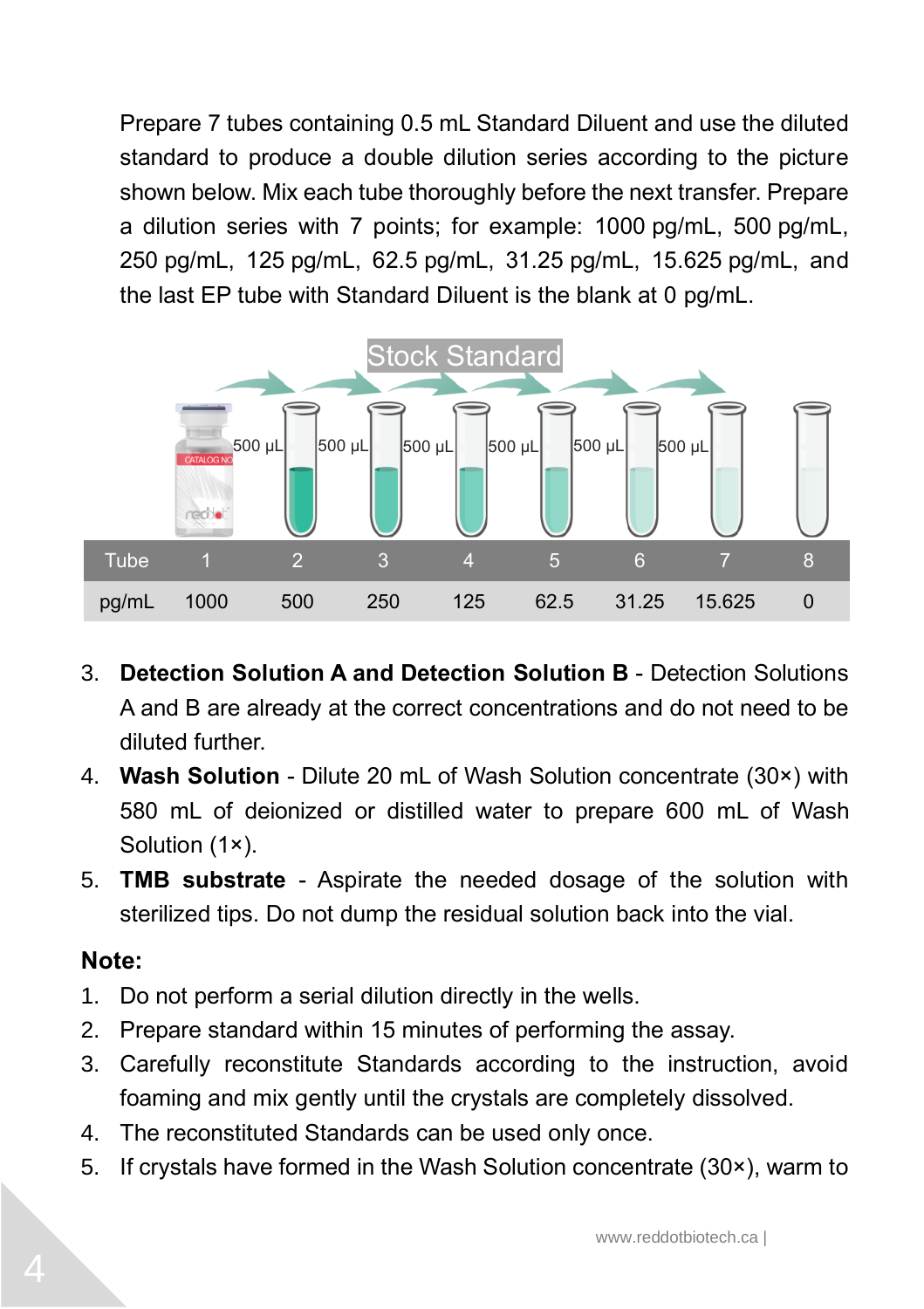Prepare 7 tubes containing 0.5 mL Standard Diluent and use the diluted standard to produce a double dilution series according to the picture shown below. Mix each tube thoroughly before the next transfer. Prepare a dilution series with 7 points; for example: 1000 pg/mL, 500 pg/mL, 250 pg/mL, 125 pg/mL, 62.5 pg/mL, 31.25 pg/mL, 15.625 pg/mL, and the last EP tube with Standard Diluent is the blank at 0 pg/mL.

Stock Standard

| Tube | 1 | 2 | 3 | 4 | 5 | 6 | 7 | 8 |
|---|---|---|---|---|---|---|---|---|
| pg/mL | 1000 | 500 | 250 | 125 | 62.5 | 31.25 | 15.625 | 0 |

3. **Detection Solution A and Detection Solution B** - Detection Solutions A and B are already at the correct concentrations and do not need to be diluted further.
4. **Wash Solution** - Dilute 20 mL of Wash Solution concentrate (30×) with 580 mL of deionized or distilled water to prepare 600 mL of Wash Solution (1×).
5. **TMB substrate** - Aspirate the needed dosage of the solution with sterilized tips. Do not dump the residual solution back into the vial.

**Note:**

1. Do not perform a serial dilution directly in the wells.
2. Prepare standard within 15 minutes of performing the assay.
3. Carefully reconstitute Standards according to the instruction, avoid foaming and mix gently until the crystals are completely dissolved.
4. The reconstituted Standards can be used only once.
5. If crystals have formed in the Wash Solution concentrate (30×), warm to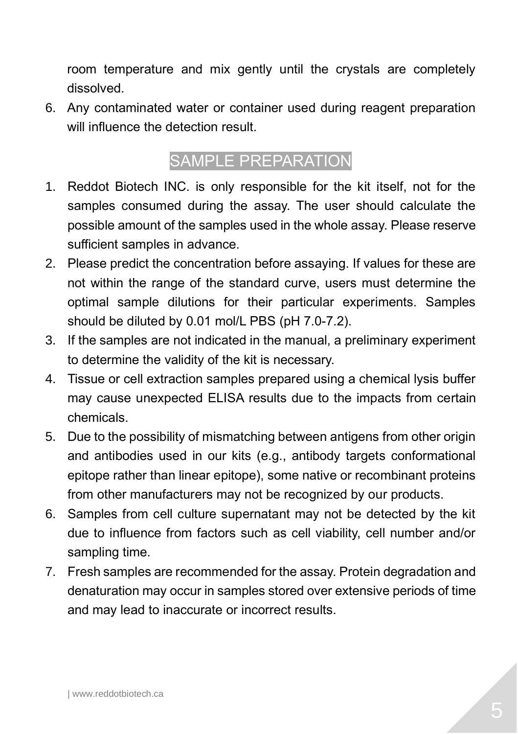room temperature and mix gently until the crystals are completely dissolved.

6. Any contaminated water or container used during reagent preparation will influence the detection result.

## SAMPLE PREPARATION

1. Reddot Biotech INC. is only responsible for the kit itself, not for the samples consumed during the assay. The user should calculate the possible amount of the samples used in the whole assay. Please reserve sufficient samples in advance.
2. Please predict the concentration before assaying. If values for these are not within the range of the standard curve, users must determine the optimal sample dilutions for their particular experiments. Samples should be diluted by 0.01 mol/L PBS (pH 7.0-7.2).
3. If the samples are not indicated in the manual, a preliminary experiment to determine the validity of the kit is necessary.
4. Tissue or cell extraction samples prepared using a chemical lysis buffer may cause unexpected ELISA results due to the impacts from certain chemicals.
5. Due to the possibility of mismatching between antigens from other origin and antibodies used in our kits (e.g., antibody targets conformational epitope rather than linear epitope), some native or recombinant proteins from other manufacturers may not be recognized by our products.
6. Samples from cell culture supernatant may not be detected by the kit due to influence from factors such as cell viability, cell number and/or sampling time.
7. Fresh samples are recommended for the assay. Protein degradation and denaturation may occur in samples stored over extensive periods of time and may lead to inaccurate or incorrect results.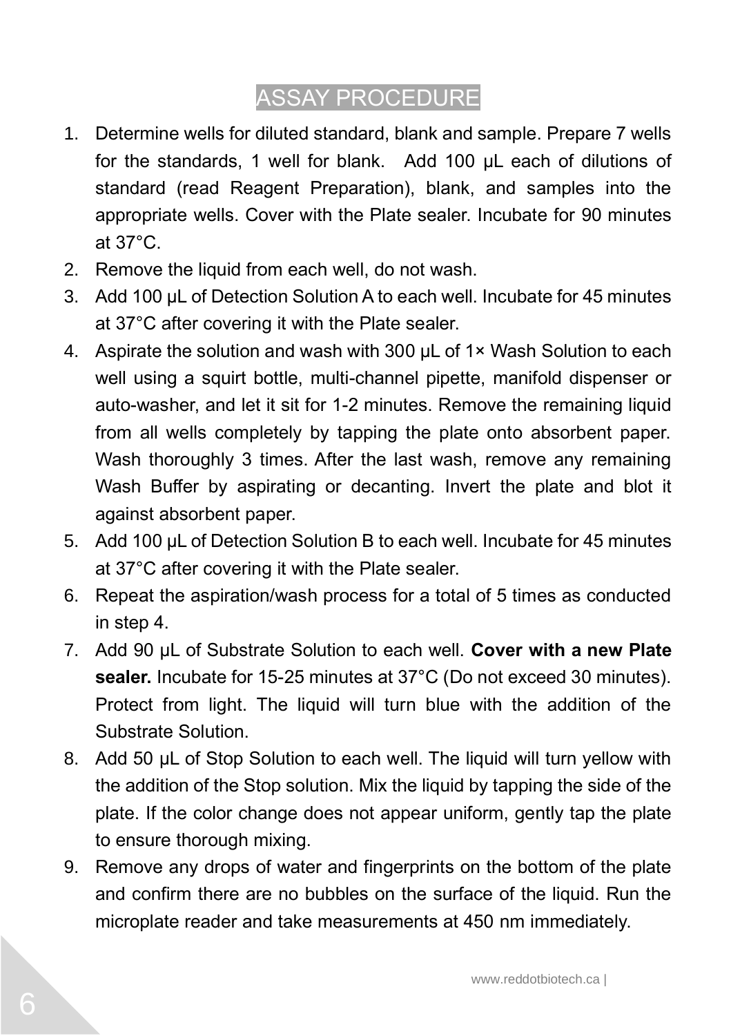# ASSAY PROCEDURE

1. Determine wells for diluted standard, blank and sample. Prepare 7 wells for the standards, 1 well for blank. Add 100 μL each of dilutions of standard (read Reagent Preparation), blank, and samples into the appropriate wells. Cover with the Plate sealer. Incubate for 90 minutes at 37°C.
2. Remove the liquid from each well, do not wash.
3. Add 100 μL of Detection Solution A to each well. Incubate for 45 minutes at 37°C after covering it with the Plate sealer.
4. Aspirate the solution and wash with 300 μL of 1× Wash Solution to each well using a squirt bottle, multi-channel pipette, manifold dispenser or auto-washer, and let it sit for 1-2 minutes. Remove the remaining liquid from all wells completely by tapping the plate onto absorbent paper. Wash thoroughly 3 times. After the last wash, remove any remaining Wash Buffer by aspirating or decanting. Invert the plate and blot it against absorbent paper.
5. Add 100 μL of Detection Solution B to each well. Incubate for 45 minutes at 37°C after covering it with the Plate sealer.
6. Repeat the aspiration/wash process for a total of 5 times as conducted in step 4.
7. Add 90 μL of Substrate Solution to each well. **Cover with a new Plate sealer.** Incubate for 15-25 minutes at 37°C (Do not exceed 30 minutes). Protect from light. The liquid will turn blue with the addition of the Substrate Solution.
8. Add 50 μL of Stop Solution to each well. The liquid will turn yellow with the addition of the Stop solution. Mix the liquid by tapping the side of the plate. If the color change does not appear uniform, gently tap the plate to ensure thorough mixing.
9. Remove any drops of water and fingerprints on the bottom of the plate and confirm there are no bubbles on the surface of the liquid. Run the microplate reader and take measurements at 450 nm immediately.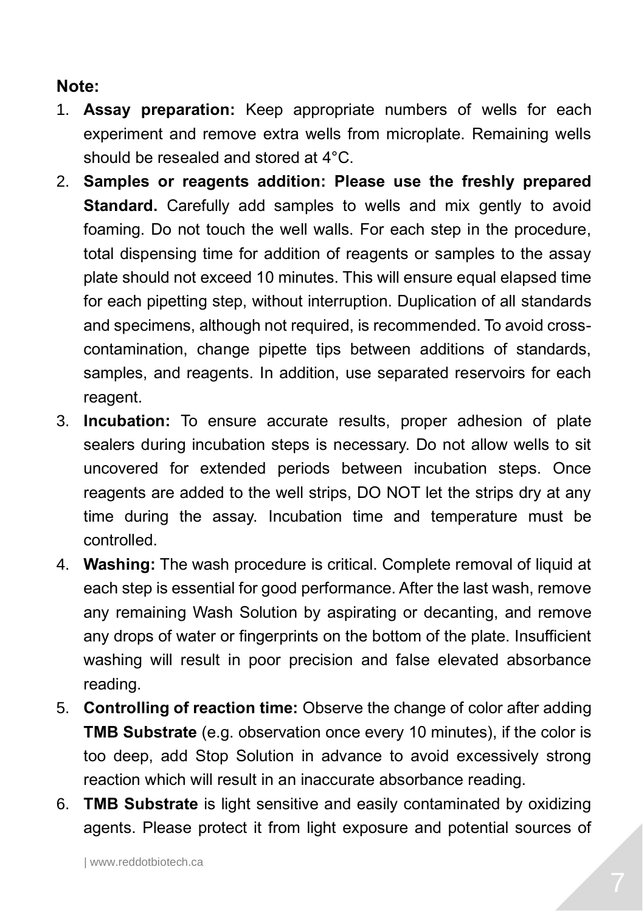**Note:**

1. **Assay preparation:** Keep appropriate numbers of wells for each experiment and remove extra wells from microplate. Remaining wells should be resealed and stored at 4°C.
2. **Samples or reagents addition: Please use the freshly prepared Standard.** Carefully add samples to wells and mix gently to avoid foaming. Do not touch the well walls. For each step in the procedure, total dispensing time for addition of reagents or samples to the assay plate should not exceed 10 minutes. This will ensure equal elapsed time for each pipetting step, without interruption. Duplication of all standards and specimens, although not required, is recommended. To avoid cross-contamination, change pipette tips between additions of standards, samples, and reagents. In addition, use separated reservoirs for each reagent.
3. **Incubation:** To ensure accurate results, proper adhesion of plate sealers during incubation steps is necessary. Do not allow wells to sit uncovered for extended periods between incubation steps. Once reagents are added to the well strips, DO NOT let the strips dry at any time during the assay. Incubation time and temperature must be controlled.
4. **Washing:** The wash procedure is critical. Complete removal of liquid at each step is essential for good performance. After the last wash, remove any remaining Wash Solution by aspirating or decanting, and remove any drops of water or fingerprints on the bottom of the plate. Insufficient washing will result in poor precision and false elevated absorbance reading.
5. **Controlling of reaction time:** Observe the change of color after adding **TMB Substrate** (e.g. observation once every 10 minutes), if the color is too deep, add Stop Solution in advance to avoid excessively strong reaction which will result in an inaccurate absorbance reading.
6. **TMB Substrate** is light sensitive and easily contaminated by oxidizing agents. Please protect it from light exposure and potential sources of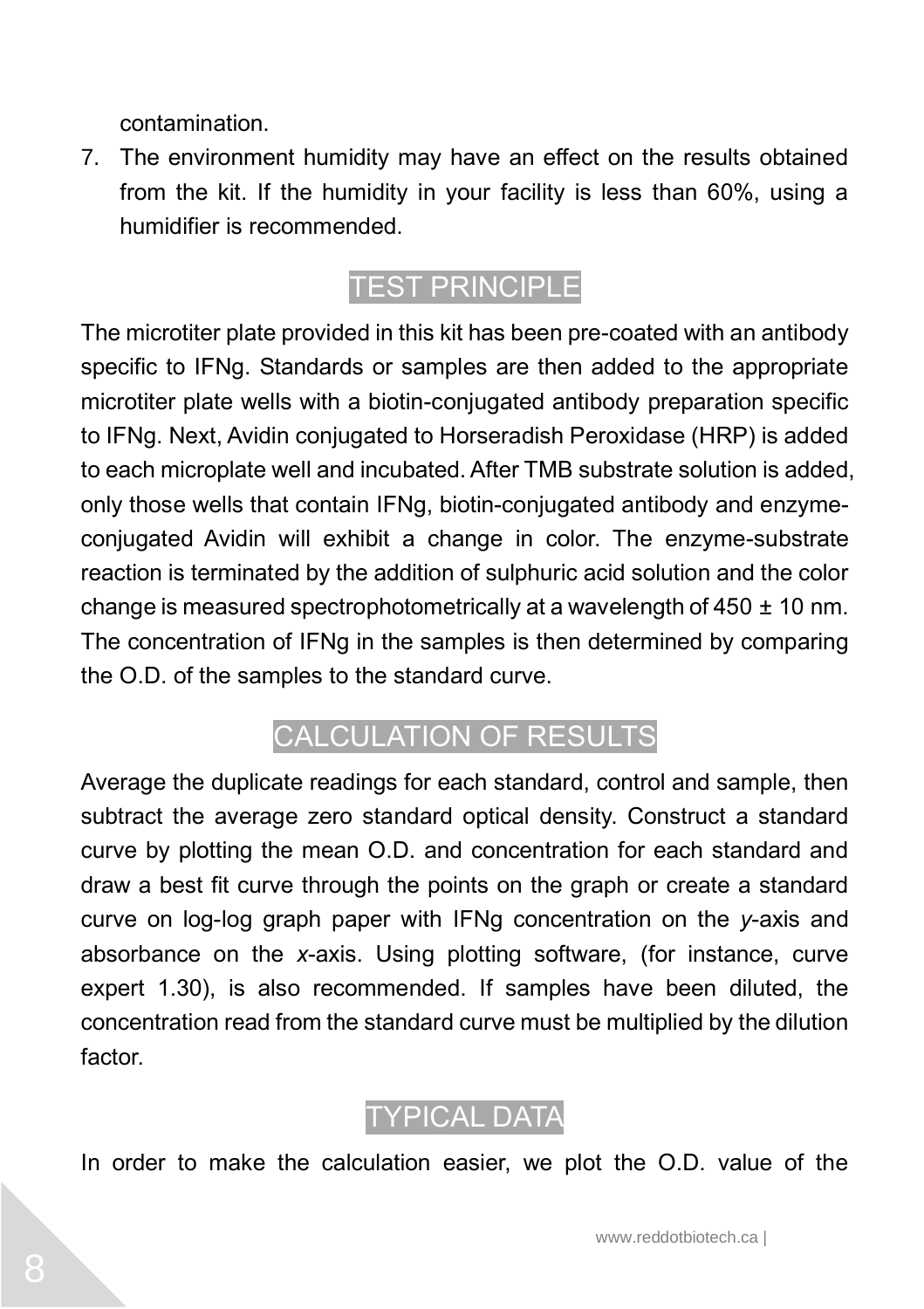contamination.

7. The environment humidity may have an effect on the results obtained from the kit. If the humidity in your facility is less than 60%, using a humidifier is recommended.

## TEST PRINCIPLE

The microtiter plate provided in this kit has been pre-coated with an antibody specific to IFNg. Standards or samples are then added to the appropriate microtiter plate wells with a biotin-conjugated antibody preparation specific to IFNg. Next, Avidin conjugated to Horseradish Peroxidase (HRP) is added to each microplate well and incubated. After TMB substrate solution is added, only those wells that contain IFNg, biotin-conjugated antibody and enzyme-conjugated Avidin will exhibit a change in color. The enzyme-substrate reaction is terminated by the addition of sulphuric acid solution and the color change is measured spectrophotometrically at a wavelength of 450 ± 10 nm. The concentration of IFNg in the samples is then determined by comparing the O.D. of the samples to the standard curve.

## CALCULATION OF RESULTS

Average the duplicate readings for each standard, control and sample, then subtract the average zero standard optical density. Construct a standard curve by plotting the mean O.D. and concentration for each standard and draw a best fit curve through the points on the graph or create a standard curve on log-log graph paper with IFNg concentration on the *y*-axis and absorbance on the *x*-axis. Using plotting software, (for instance, curve expert 1.30), is also recommended. If samples have been diluted, the concentration read from the standard curve must be multiplied by the dilution factor.

## TYPICAL DATA

In order to make the calculation easier, we plot the O.D. value of the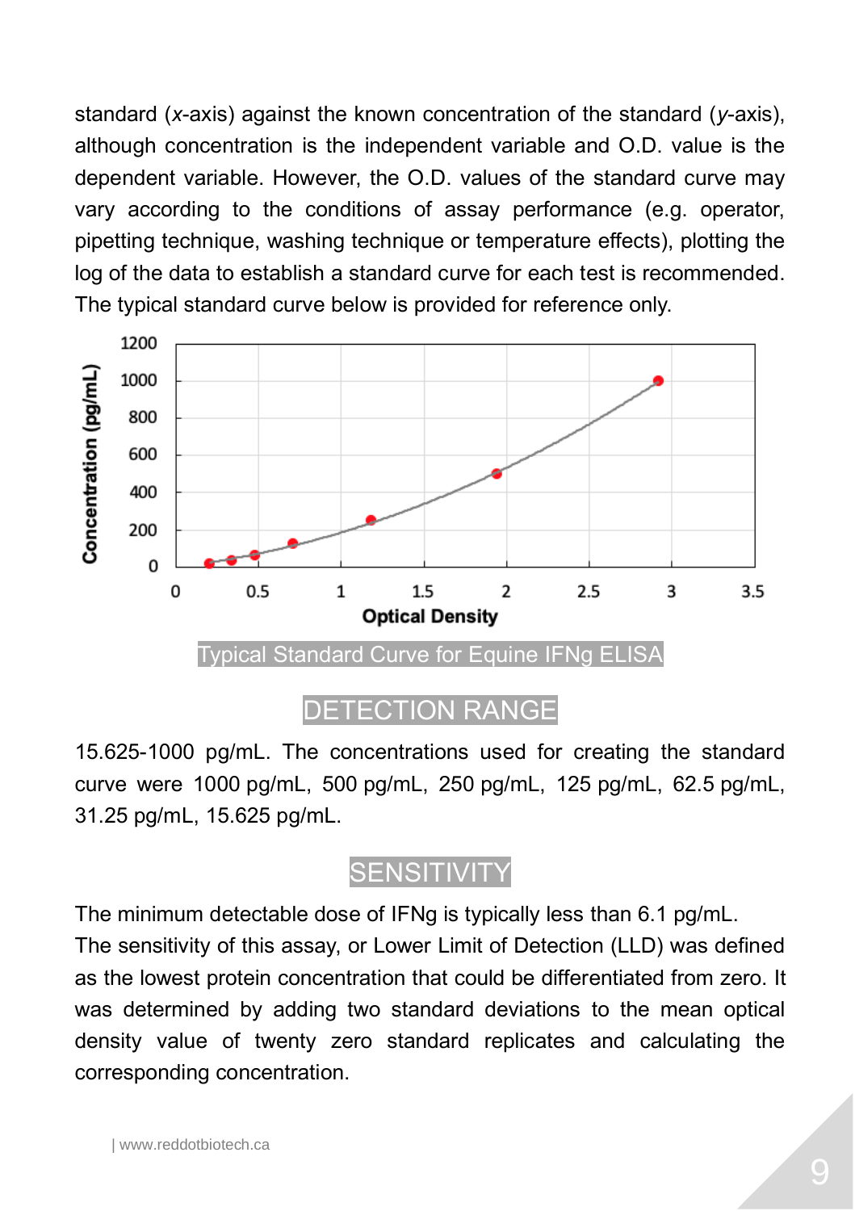standard (*x*-axis) against the known concentration of the standard (*y*-axis), although concentration is the independent variable and O.D. value is the dependent variable. However, the O.D. values of the standard curve may vary according to the conditions of assay performance (e.g. operator, pipetting technique, washing technique or temperature effects), plotting the log of the data to establish a standard curve for each test is recommended. The typical standard curve below is provided for reference only.

Typical Standard Curve for Equine IFNg ELISA

## DETECTION RANGE

15.625-1000 pg/mL. The concentrations used for creating the standard curve were 1000 pg/mL, 500 pg/mL, 250 pg/mL, 125 pg/mL, 62.5 pg/mL, 31.25 pg/mL, 15.625 pg/mL.

## SENSITIVITY

The minimum detectable dose of IFNg is typically less than 6.1 pg/mL.
The sensitivity of this assay, or Lower Limit of Detection (LLD) was defined as the lowest protein concentration that could be differentiated from zero. It was determined by adding two standard deviations to the mean optical density value of twenty zero standard replicates and calculating the corresponding concentration.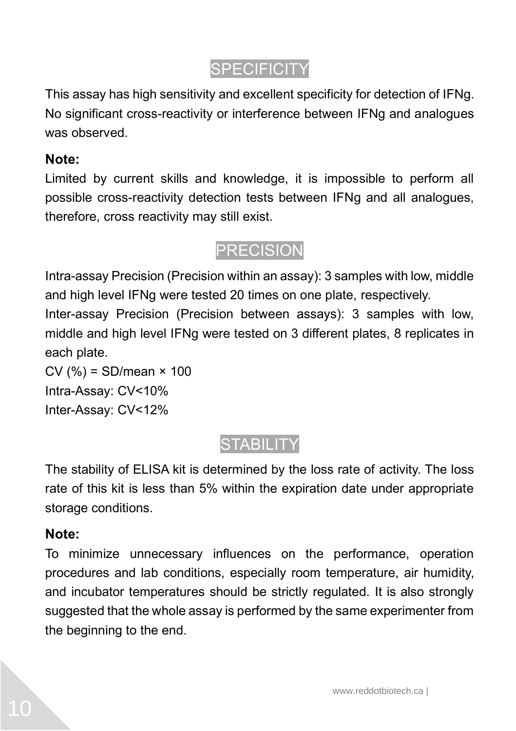## SPECIFICITY

This assay has high sensitivity and excellent specificity for detection of IFNg. No significant cross-reactivity or interference between IFNg and analogues was observed.

**Note:**

Limited by current skills and knowledge, it is impossible to perform all possible cross-reactivity detection tests between IFNg and all analogues, therefore, cross reactivity may still exist.

## PRECISION

Intra-assay Precision (Precision within an assay): 3 samples with low, middle and high level IFNg were tested 20 times on one plate, respectively.

Inter-assay Precision (Precision between assays): 3 samples with low, middle and high level IFNg were tested on 3 different plates, 8 replicates in each plate.

CV (%) = SD/mean × 100

Intra-Assay: CV<10%

Inter-Assay: CV<12%

## STABILITY

The stability of ELISA kit is determined by the loss rate of activity. The loss rate of this kit is less than 5% within the expiration date under appropriate storage conditions.

**Note:**

To minimize unnecessary influences on the performance, operation procedures and lab conditions, especially room temperature, air humidity, and incubator temperatures should be strictly regulated. It is also strongly suggested that the whole assay is performed by the same experimenter from the beginning to the end.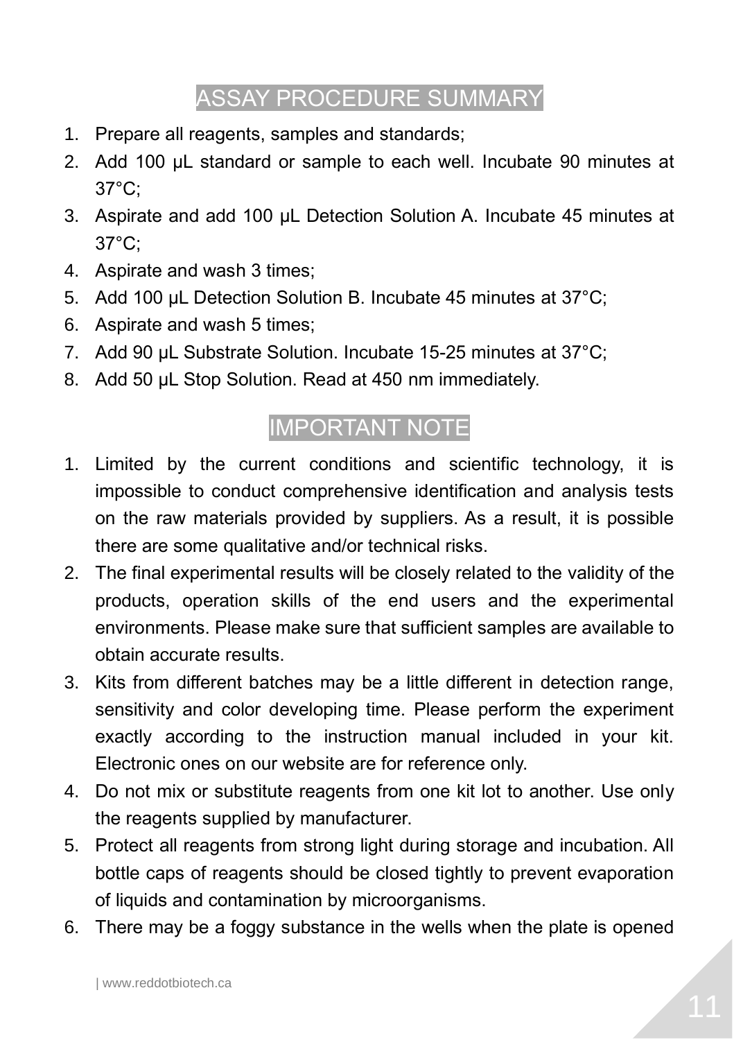## ASSAY PROCEDURE SUMMARY

1. Prepare all reagents, samples and standards;
2. Add 100 μL standard or sample to each well. Incubate 90 minutes at 37°C;
3. Aspirate and add 100 μL Detection Solution A. Incubate 45 minutes at 37°C;
4. Aspirate and wash 3 times;
5. Add 100 μL Detection Solution B. Incubate 45 minutes at 37°C;
6. Aspirate and wash 5 times;
7. Add 90 μL Substrate Solution. Incubate 15-25 minutes at 37°C;
8. Add 50 μL Stop Solution. Read at 450 nm immediately.

## IMPORTANT NOTE

1. Limited by the current conditions and scientific technology, it is impossible to conduct comprehensive identification and analysis tests on the raw materials provided by suppliers. As a result, it is possible there are some qualitative and/or technical risks.
2. The final experimental results will be closely related to the validity of the products, operation skills of the end users and the experimental environments. Please make sure that sufficient samples are available to obtain accurate results.
3. Kits from different batches may be a little different in detection range, sensitivity and color developing time. Please perform the experiment exactly according to the instruction manual included in your kit. Electronic ones on our website are for reference only.
4. Do not mix or substitute reagents from one kit lot to another. Use only the reagents supplied by manufacturer.
5. Protect all reagents from strong light during storage and incubation. All bottle caps of reagents should be closed tightly to prevent evaporation of liquids and contamination by microorganisms.
6. There may be a foggy substance in the wells when the plate is opened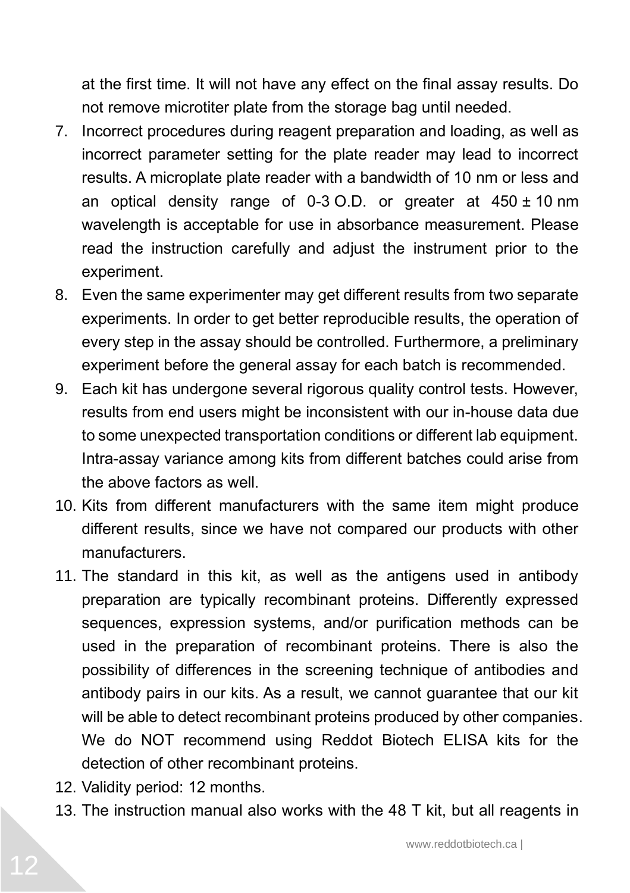at the first time. It will not have any effect on the final assay results. Do not remove microtiter plate from the storage bag until needed.

7. Incorrect procedures during reagent preparation and loading, as well as incorrect parameter setting for the plate reader may lead to incorrect results. A microplate plate reader with a bandwidth of 10 nm or less and an optical density range of 0-3 O.D. or greater at 450 ± 10 nm wavelength is acceptable for use in absorbance measurement. Please read the instruction carefully and adjust the instrument prior to the experiment.
8. Even the same experimenter may get different results from two separate experiments. In order to get better reproducible results, the operation of every step in the assay should be controlled. Furthermore, a preliminary experiment before the general assay for each batch is recommended.
9. Each kit has undergone several rigorous quality control tests. However, results from end users might be inconsistent with our in-house data due to some unexpected transportation conditions or different lab equipment. Intra-assay variance among kits from different batches could arise from the above factors as well.
10. Kits from different manufacturers with the same item might produce different results, since we have not compared our products with other manufacturers.
11. The standard in this kit, as well as the antigens used in antibody preparation are typically recombinant proteins. Differently expressed sequences, expression systems, and/or purification methods can be used in the preparation of recombinant proteins. There is also the possibility of differences in the screening technique of antibodies and antibody pairs in our kits. As a result, we cannot guarantee that our kit will be able to detect recombinant proteins produced by other companies. We do NOT recommend using Reddot Biotech ELISA kits for the detection of other recombinant proteins.
12. Validity period: 12 months.
13. The instruction manual also works with the 48 T kit, but all reagents in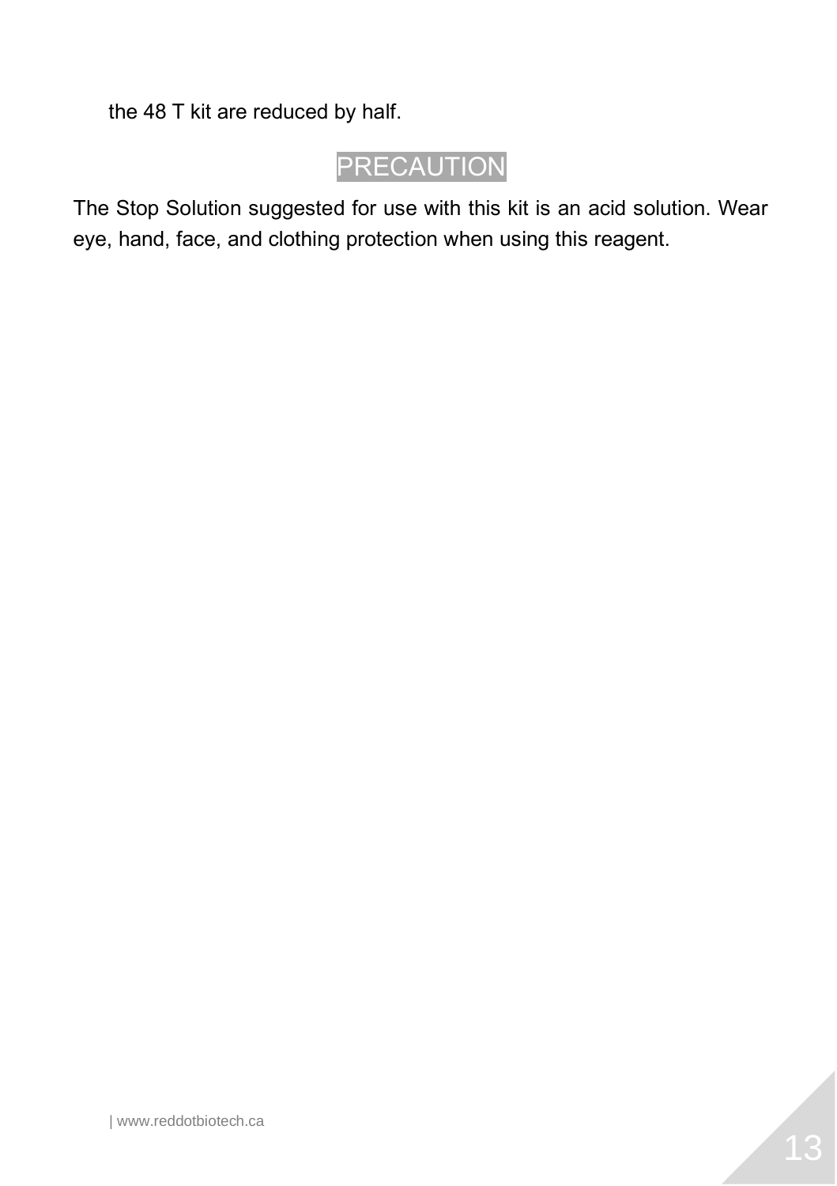the 48 T kit are reduced by half.

## PRECAUTION

The Stop Solution suggested for use with this kit is an acid solution. Wear eye, hand, face, and clothing protection when using this reagent.